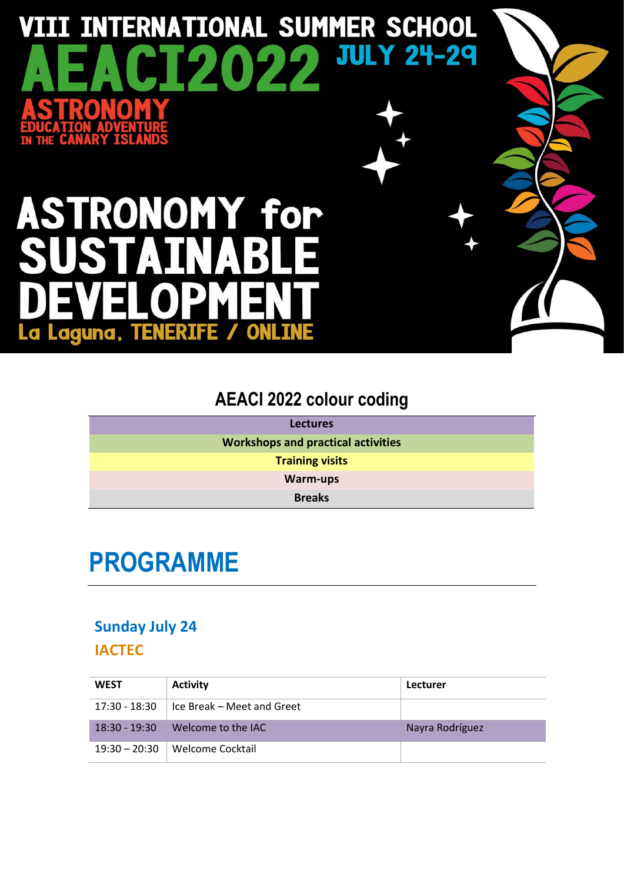# VIII INTERNATIONAL SUMMER SCHOOL

# AEACI2022 JULY 24-29

**ASTRONOMY EDUCATION ADVENTURE IN THE CANARY ISLANDS**

# ASTRONOMY for SUSTAINABLE DEVELOPMENT

**La Laguna, TENERIFE / ONLINE**

## AEACI 2022 colour coding

| Lectures |
|---|
| **Workshops and practical activities** |
| **Training visits** |
| **Warm-ups** |
| **Breaks** |

# PROGRAMME

### Sunday July 24

### IACTEC

| WEST | Activity | Lecturer |
|---|---|---|
| 17:30 - 18:30 | Ice Break – Meet and Greet | |
| 18:30 - 19:30 | Welcome to the IAC | Nayra Rodríguez |
| 19:30 – 20:30 | Welcome Cocktail | |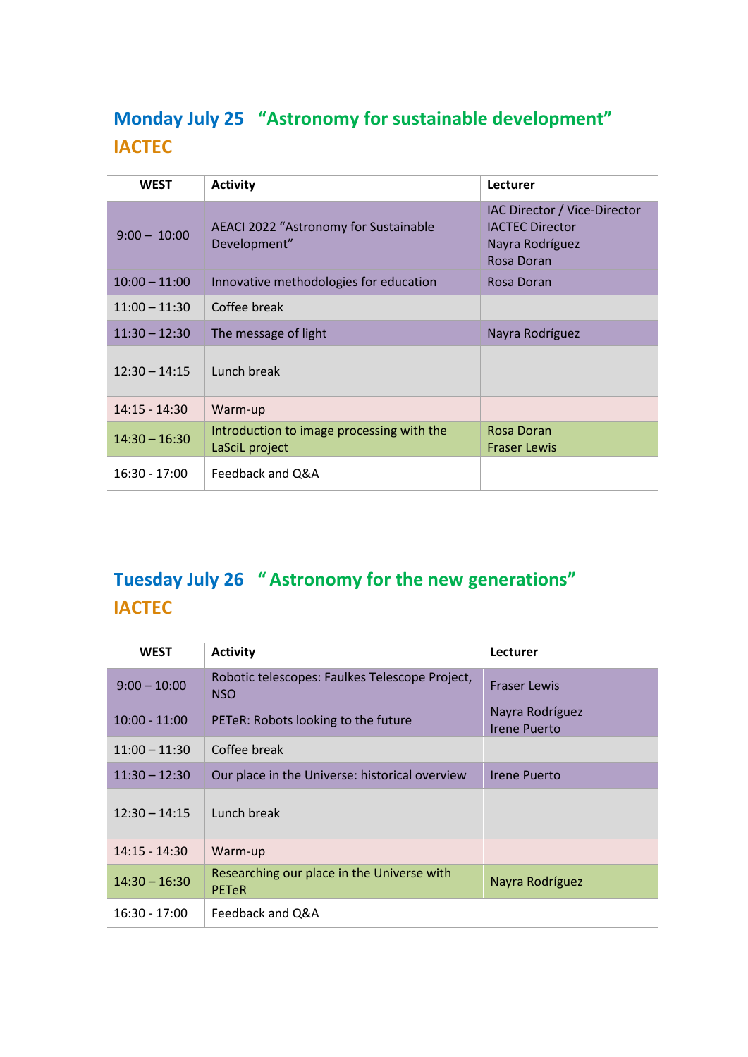## Monday July 25 "Astronomy for sustainable development"

## IACTEC

| WEST | Activity | Lecturer |
|---|---|---|
| 9:00 – 10:00 | AEACI 2022 "Astronomy for Sustainable Development" | IAC Director / Vice-Director<br>IACTEC Director<br>Nayra Rodríguez<br>Rosa Doran |
| 10:00 – 11:00 | Innovative methodologies for education | Rosa Doran |
| 11:00 – 11:30 | Coffee break | |
| 11:30 – 12:30 | The message of light | Nayra Rodríguez |
| 12:30 – 14:15 | Lunch break | |
| 14:15 - 14:30 | Warm-up | |
| 14:30 – 16:30 | Introduction to image processing with the LaSciL project | Rosa Doran<br>Fraser Lewis |
| 16:30 - 17:00 | Feedback and Q&A | |

## Tuesday July 26 " Astronomy for the new generations"

## IACTEC

| WEST | Activity | Lecturer |
|---|---|---|
| 9:00 – 10:00 | Robotic telescopes: Faulkes Telescope Project, NSO | Fraser Lewis |
| 10:00 - 11:00 | PETeR: Robots looking to the future | Nayra Rodríguez<br>Irene Puerto |
| 11:00 – 11:30 | Coffee break | |
| 11:30 – 12:30 | Our place in the Universe: historical overview | Irene Puerto |
| 12:30 – 14:15 | Lunch break | |
| 14:15 - 14:30 | Warm-up | |
| 14:30 – 16:30 | Researching our place in the Universe with PETeR | Nayra Rodríguez |
| 16:30 - 17:00 | Feedback and Q&A | |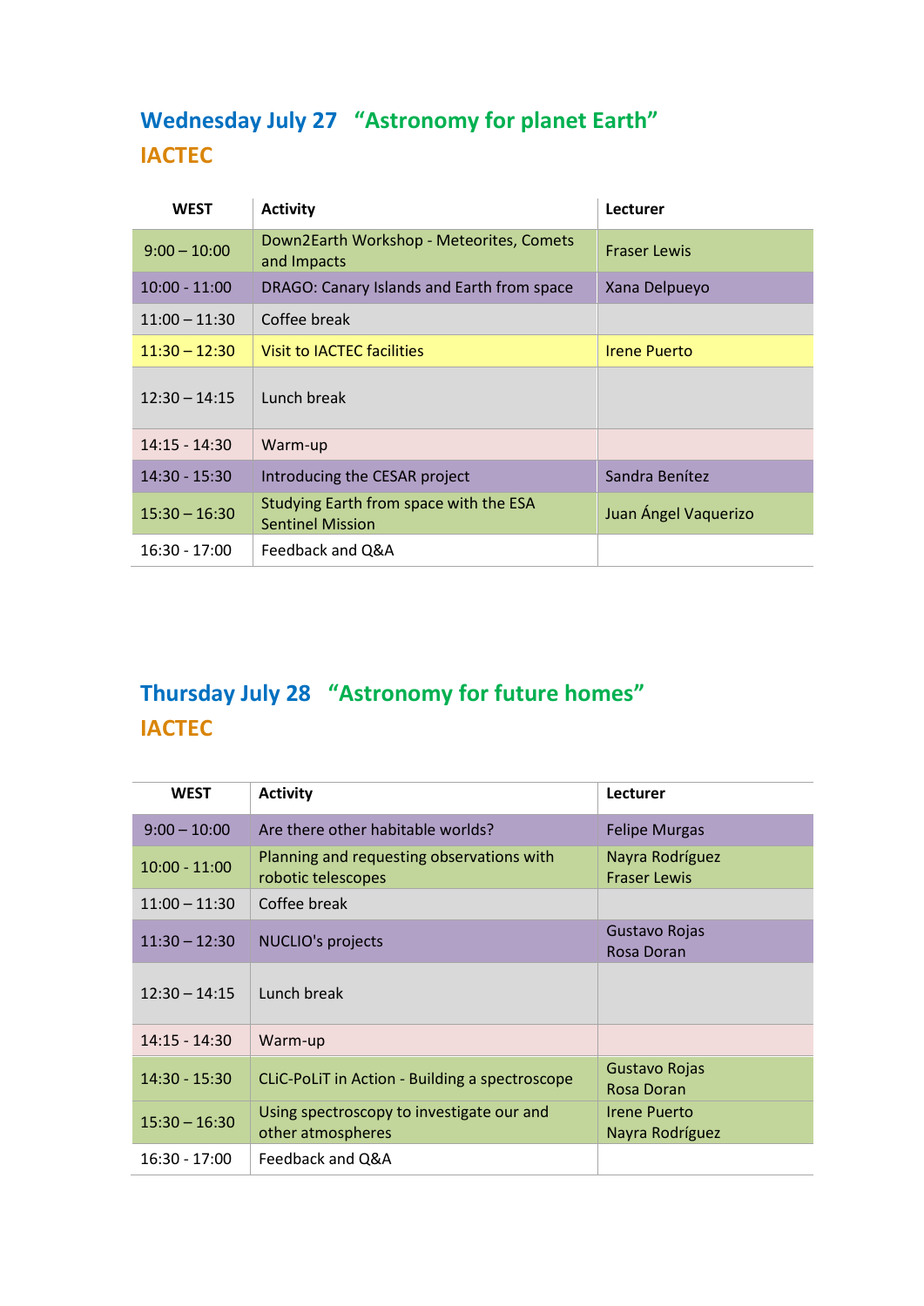## Wednesday July 27 “Astronomy for planet Earth”

### IACTEC

| WEST | Activity | Lecturer |
|---|---|---|
| 9:00 – 10:00 | Down2Earth Workshop - Meteorites, Comets and Impacts | Fraser Lewis |
| 10:00 - 11:00 | DRAGO: Canary Islands and Earth from space | Xana Delpueyo |
| 11:00 – 11:30 | Coffee break | |
| 11:30 – 12:30 | Visit to IACTEC facilities | Irene Puerto |
| 12:30 – 14:15 | Lunch break | |
| 14:15 - 14:30 | Warm-up | |
| 14:30 - 15:30 | Introducing the CESAR project | Sandra Benítez |
| 15:30 – 16:30 | Studying Earth from space with the ESA Sentinel Mission | Juan Ángel Vaquerizo |
| 16:30 - 17:00 | Feedback and Q&A | |

## Thursday July 28 “Astronomy for future homes”

### IACTEC

| WEST | Activity | Lecturer |
|---|---|---|
| 9:00 – 10:00 | Are there other habitable worlds? | Felipe Murgas |
| 10:00 - 11:00 | Planning and requesting observations with robotic telescopes | Nayra Rodríguez<br>Fraser Lewis |
| 11:00 – 11:30 | Coffee break | |
| 11:30 – 12:30 | NUCLIO's projects | Gustavo Rojas<br>Rosa Doran |
| 12:30 – 14:15 | Lunch break | |
| 14:15 - 14:30 | Warm-up | |
| 14:30 - 15:30 | CLiC-PoLiT in Action - Building a spectroscope | Gustavo Rojas<br>Rosa Doran |
| 15:30 – 16:30 | Using spectroscopy to investigate our and other atmospheres | Irene Puerto<br>Nayra Rodríguez |
| 16:30 - 17:00 | Feedback and Q&A | |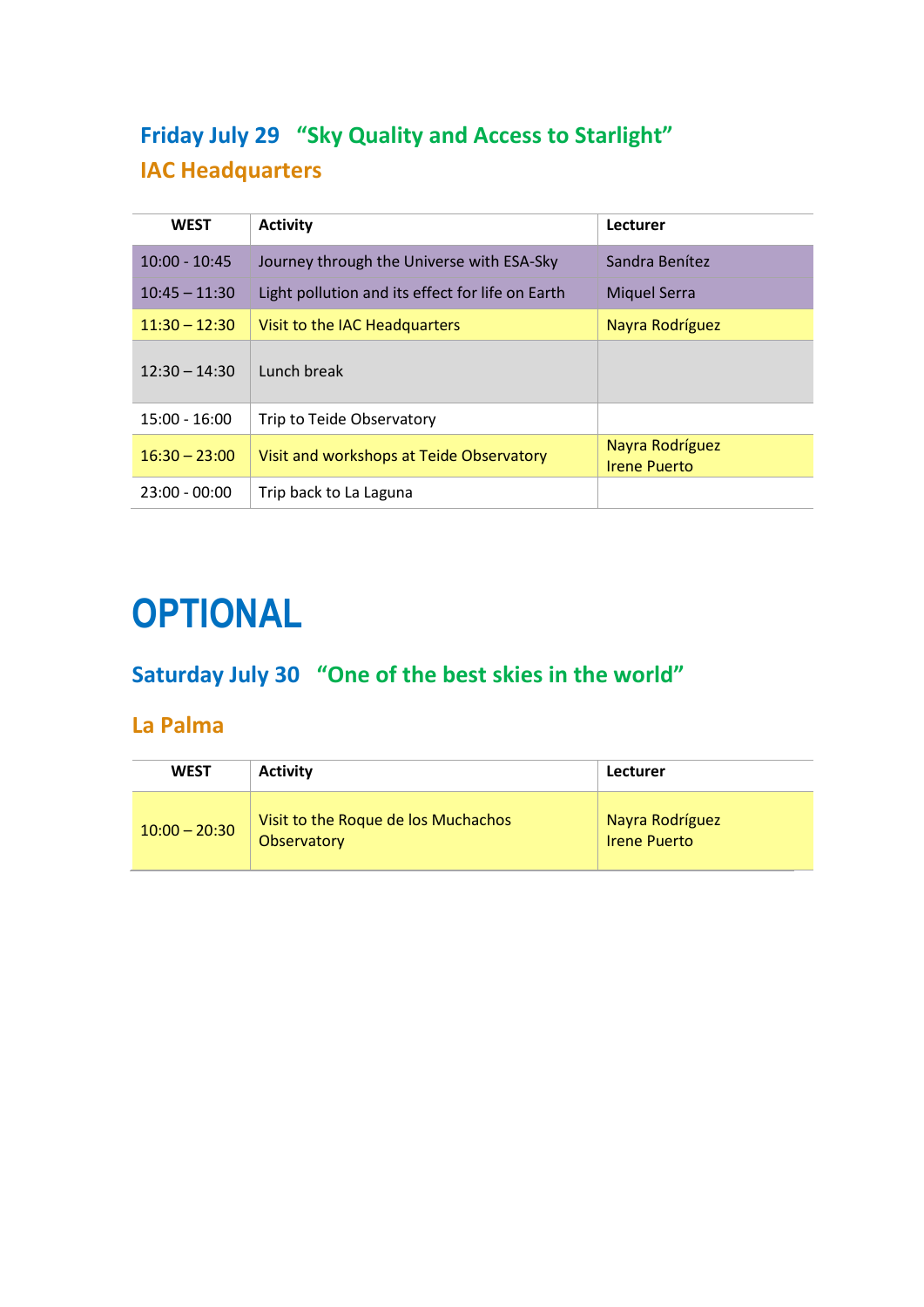## Friday July 29 "Sky Quality and Access to Starlight"

### IAC Headquarters

| WEST | Activity | Lecturer |
|---|---|---|
| 10:00 - 10:45 | Journey through the Universe with ESA-Sky | Sandra Benítez |
| 10:45 – 11:30 | Light pollution and its effect for life on Earth | Miquel Serra |
| 11:30 – 12:30 | Visit to the IAC Headquarters | Nayra Rodríguez |
| 12:30 – 14:30 | Lunch break | |
| 15:00 - 16:00 | Trip to Teide Observatory | |
| 16:30 – 23:00 | Visit and workshops at Teide Observatory | Nayra Rodríguez Irene Puerto |
| 23:00 - 00:00 | Trip back to La Laguna | |

# OPTIONAL

## Saturday July 30 "One of the best skies in the world"

### La Palma

| WEST | Activity | Lecturer |
|---|---|---|
| 10:00 – 20:30 | Visit to the Roque de los Muchachos Observatory | Nayra Rodríguez Irene Puerto |